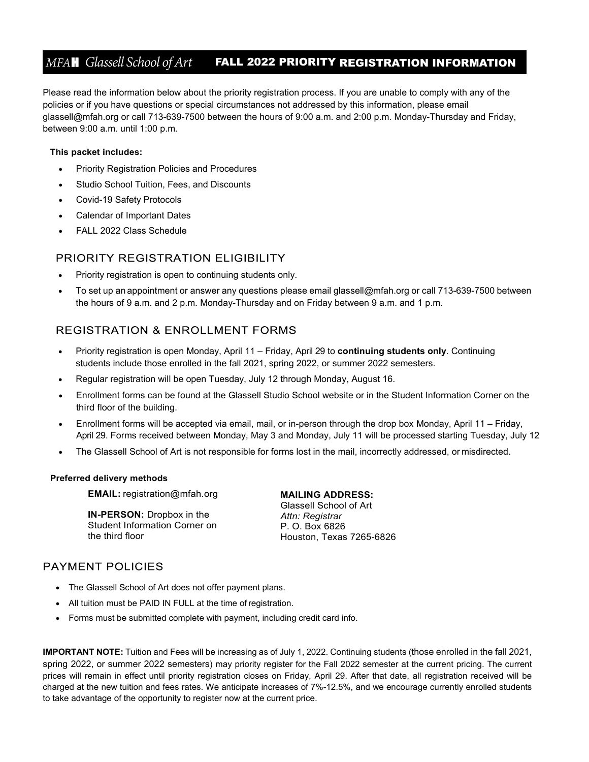# *MFA*H *Glassell School of Art* FALL 2022 PRIORITY REGISTRATION INFORMATION

Please read the information below about the priority registration process. If you are unable to comply with any of the policies or if you have questions or special circumstances not addressed by this information, please email glassell@mfah.org or call 713-639-7500 between the hours of 9:00 a.m. and 2:00 p.m. Monday-Thursday and Friday, between 9:00 a.m. until 1:00 p.m.

**This packet includes:**

- Priority Registration Policies and Procedures
- Studio School Tuition, Fees, and Discounts
- Covid-19 Safety Protocols
- Calendar of Important Dates
- FALL 2022 Class Schedule

## PRIORITY REGISTRATION ELIGIBILITY

- Priority registration is open to continuing students only.
- To set up an appointment or answer any questions please email glassell@mfah.org or call 713-639-7500 between the hours of 9 a.m. and 2 p.m. Monday-Thursday and on Friday between 9 a.m. and 1 p.m.

## REGISTRATION & ENROLLMENT FORMS

- Priority registration is open Monday, April 11 – Friday, April 29 to **continuing students only**. Continuing students include those enrolled in the fall 2021, spring 2022, or summer 2022 semesters.
- Regular registration will be open Tuesday, July 12 through Monday, August 16.
- Enrollment forms can be found at the Glassell Studio School website or in the Student Information Corner on the third floor of the building.
- Enrollment forms will be accepted via email, mail, or in-person through the drop box Monday, April 11 – Friday, April 29. Forms received between Monday, May 3 and Monday, July 11 will be processed starting Tuesday, July 12
- The Glassell School of Art is not responsible for forms lost in the mail, incorrectly addressed, or misdirected.

**Preferred delivery methods**

**EMAIL:** registration@mfah.org

**IN-PERSON:** Dropbox in the Student Information Corner on the third floor

**MAILING ADDRESS:**
Glassell School of Art
*Attn: Registrar*
P. O. Box 6826
Houston, Texas 7265-6826

## PAYMENT POLICIES

- The Glassell School of Art does not offer payment plans.
- All tuition must be PAID IN FULL at the time of registration.
- Forms must be submitted complete with payment, including credit card info.

**IMPORTANT NOTE:** Tuition and Fees will be increasing as of July 1, 2022. Continuing students (those enrolled in the fall 2021, spring 2022, or summer 2022 semesters) may priority register for the Fall 2022 semester at the current pricing. The current prices will remain in effect until priority registration closes on Friday, April 29. After that date, all registration received will be charged at the new tuition and fees rates. We anticipate increases of 7%-12.5%, and we encourage currently enrolled students to take advantage of the opportunity to register now at the current price.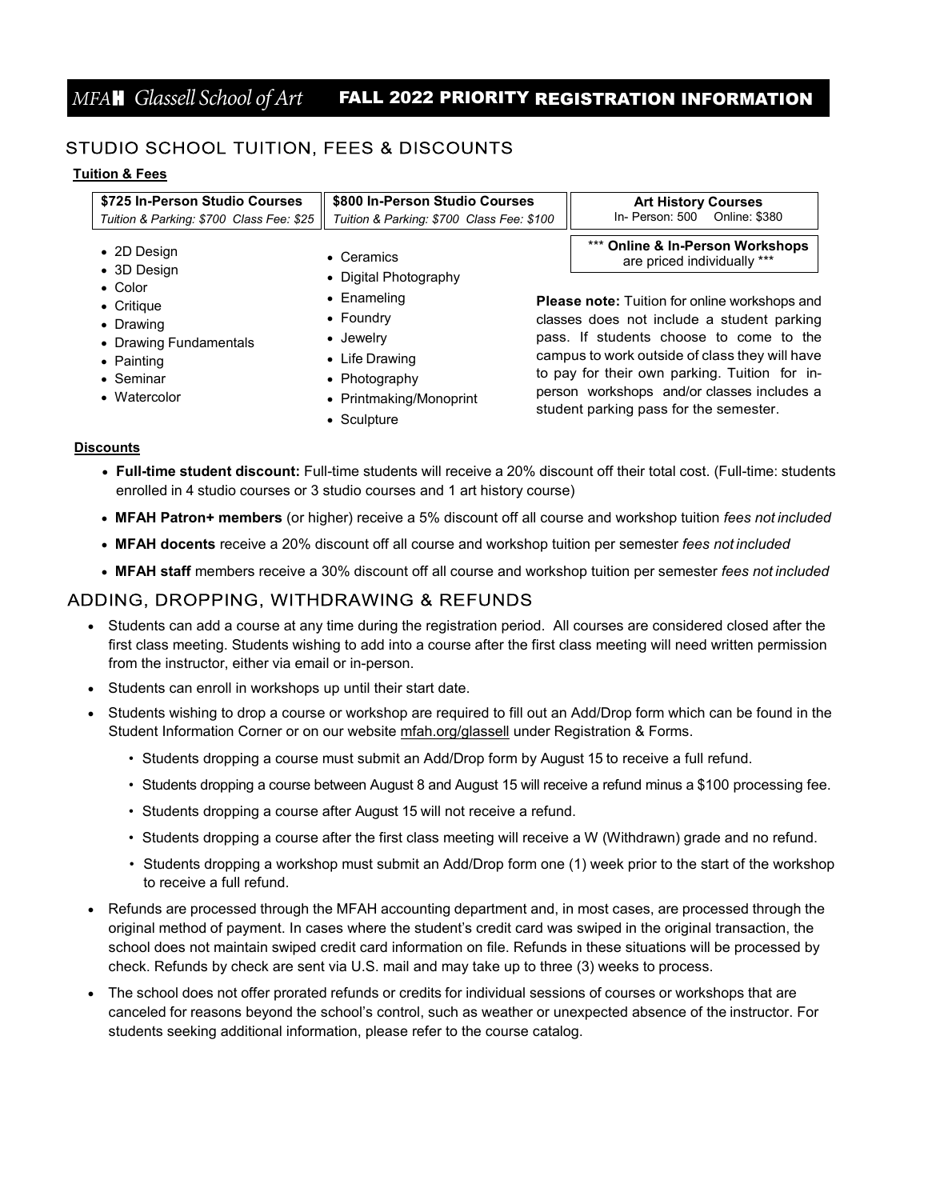# MFAH Glassell School of Art — FALL 2022 PRIORITY REGISTRATION INFORMATION

## STUDIO SCHOOL TUITION, FEES & DISCOUNTS

### Tuition & Fees

**$725 In-Person Studio Courses**
*Tuition & Parking: $700 Class Fee: $25*

- 2D Design
- 3D Design
- Color
- Critique
- Drawing
- Drawing Fundamentals
- Painting
- Seminar
- Watercolor

**$800 In-Person Studio Courses**
*Tuition & Parking: $700 Class Fee: $100*

- Ceramics
- Digital Photography
- Enameling
- Foundry
- Jewelry
- Life Drawing
- Photography
- Printmaking/Monoprint
- Sculpture

**Art History Courses**
In- Person: 500 Online: $380

*** **Online & In-Person Workshops** are priced individually ***

**Please note:** Tuition for online workshops and classes does not include a student parking pass. If students choose to come to the campus to work outside of class they will have to pay for their own parking. Tuition for in-person workshops and/or classes includes a student parking pass for the semester.

### Discounts

- **Full-time student discount:** Full-time students will receive a 20% discount off their total cost. (Full-time: students enrolled in 4 studio courses or 3 studio courses and 1 art history course)
- **MFAH Patron+ members** (or higher) receive a 5% discount off all course and workshop tuition *fees not included*
- **MFAH docents** receive a 20% discount off all course and workshop tuition per semester *fees not included*
- **MFAH staff** members receive a 30% discount off all course and workshop tuition per semester *fees not included*

## ADDING, DROPPING, WITHDRAWING & REFUNDS

- Students can add a course at any time during the registration period. All courses are considered closed after the first class meeting. Students wishing to add into a course after the first class meeting will need written permission from the instructor, either via email or in-person.
- Students can enroll in workshops up until their start date.
- Students wishing to drop a course or workshop are required to fill out an Add/Drop form which can be found in the Student Information Corner or on our website mfah.org/glassell under Registration & Forms.
  - Students dropping a course must submit an Add/Drop form by August 15 to receive a full refund.
  - Students dropping a course between August 8 and August 15 will receive a refund minus a $100 processing fee.
  - Students dropping a course after August 15 will not receive a refund.
  - Students dropping a course after the first class meeting will receive a W (Withdrawn) grade and no refund.
  - Students dropping a workshop must submit an Add/Drop form one (1) week prior to the start of the workshop to receive a full refund.
- Refunds are processed through the MFAH accounting department and, in most cases, are processed through the original method of payment. In cases where the student's credit card was swiped in the original transaction, the school does not maintain swiped credit card information on file. Refunds in these situations will be processed by check. Refunds by check are sent via U.S. mail and may take up to three (3) weeks to process.
- The school does not offer prorated refunds or credits for individual sessions of courses or workshops that are canceled for reasons beyond the school's control, such as weather or unexpected absence of the instructor. For students seeking additional information, please refer to the course catalog.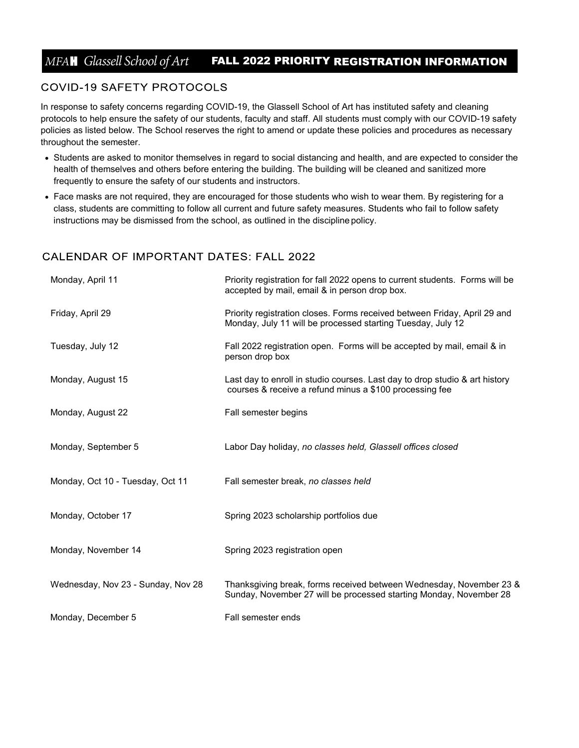# MFAH Glassell School of Art — FALL 2022 PRIORITY REGISTRATION INFORMATION

## COVID-19 SAFETY PROTOCOLS

In response to safety concerns regarding COVID-19, the Glassell School of Art has instituted safety and cleaning protocols to help ensure the safety of our students, faculty and staff. All students must comply with our COVID-19 safety policies as listed below. The School reserves the right to amend or update these policies and procedures as necessary throughout the semester.

- Students are asked to monitor themselves in regard to social distancing and health, and are expected to consider the health of themselves and others before entering the building. The building will be cleaned and sanitized more frequently to ensure the safety of our students and instructors.
- Face masks are not required, they are encouraged for those students who wish to wear them. By registering for a class, students are committing to follow all current and future safety measures. Students who fail to follow safety instructions may be dismissed from the school, as outlined in the discipline policy.

## CALENDAR OF IMPORTANT DATES: FALL 2022

| Date | Event |
|---|---|
| Monday, April 11 | Priority registration for fall 2022 opens to current students. Forms will be accepted by mail, email & in person drop box. |
| Friday, April 29 | Priority registration closes. Forms received between Friday, April 29 and Monday, July 11 will be processed starting Tuesday, July 12 |
| Tuesday, July 12 | Fall 2022 registration open. Forms will be accepted by mail, email & in person drop box |
| Monday, August 15 | Last day to enroll in studio courses. Last day to drop studio & art history courses & receive a refund minus a $100 processing fee |
| Monday, August 22 | Fall semester begins |
| Monday, September 5 | Labor Day holiday, *no classes held, Glassell offices closed* |
| Monday, Oct 10 - Tuesday, Oct 11 | Fall semester break, *no classes held* |
| Monday, October 17 | Spring 2023 scholarship portfolios due |
| Monday, November 14 | Spring 2023 registration open |
| Wednesday, Nov 23 - Sunday, Nov 28 | Thanksgiving break, forms received between Wednesday, November 23 & Sunday, November 27 will be processed starting Monday, November 28 |
| Monday, December 5 | Fall semester ends |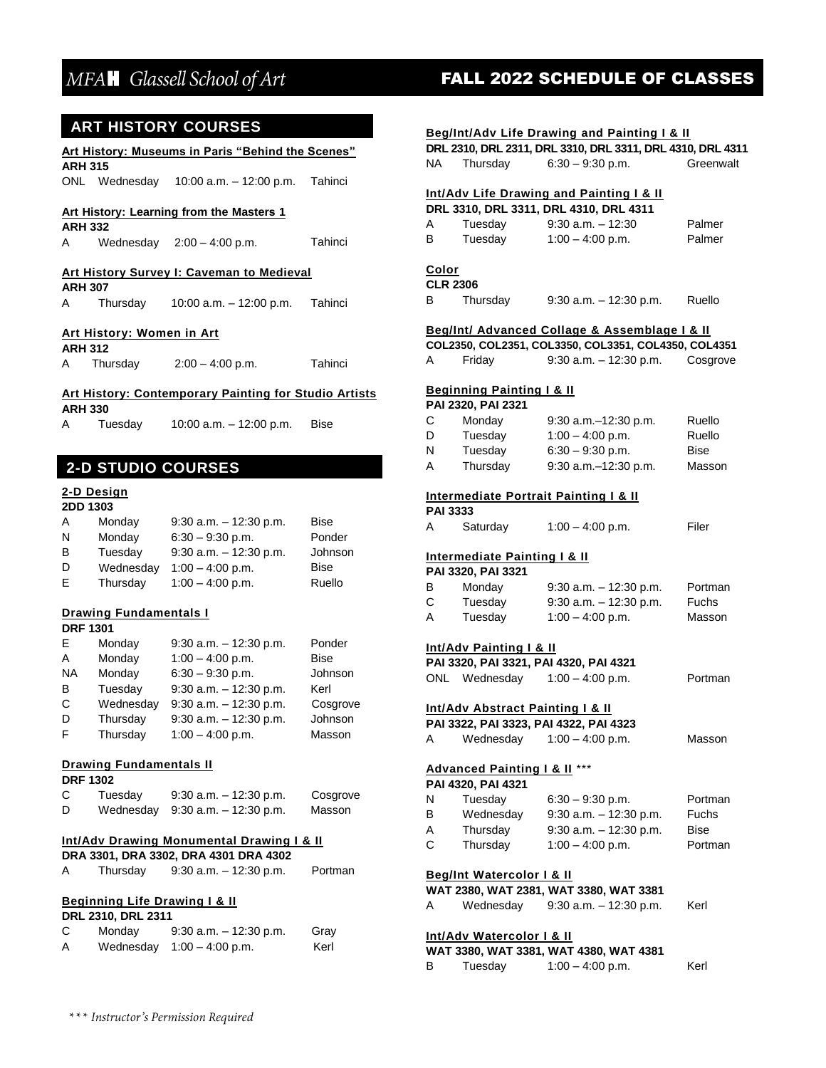# MFAH Glassell School of Art — FALL 2022 SCHEDULE OF CLASSES

## ART HISTORY COURSES

**Art History: Museums in Paris "Behind the Scenes"**
**ARH 315**

| | | | |
|---|---|---|---|
| ONL | Wednesday | 10:00 a.m. – 12:00 p.m. | Tahinci |

**Art History: Learning from the Masters 1**
**ARH 332**

| | | | |
|---|---|---|---|
| A | Wednesday | 2:00 – 4:00 p.m. | Tahinci |

**Art History Survey I: Caveman to Medieval**
**ARH 307**

| | | | |
|---|---|---|---|
| A | Thursday | 10:00 a.m. – 12:00 p.m. | Tahinci |

**Art History: Women in Art**
**ARH 312**

| | | | |
|---|---|---|---|
| A | Thursday | 2:00 – 4:00 p.m. | Tahinci |

**Art History: Contemporary Painting for Studio Artists**
**ARH 330**

| | | | |
|---|---|---|---|
| A | Tuesday | 10:00 a.m. – 12:00 p.m. | Bise |

## 2-D STUDIO COURSES

**2-D Design**
**2DD 1303**

| | | | |
|---|---|---|---|
| A | Monday | 9:30 a.m. – 12:30 p.m. | Bise |
| N | Monday | 6:30 – 9:30 p.m. | Ponder |
| B | Tuesday | 9:30 a.m. – 12:30 p.m. | Johnson |
| D | Wednesday | 1:00 – 4:00 p.m. | Bise |
| E | Thursday | 1:00 – 4:00 p.m. | Ruello |

**Drawing Fundamentals I**
**DRF 1301**

| | | | |
|---|---|---|---|
| E | Monday | 9:30 a.m. – 12:30 p.m. | Ponder |
| A | Monday | 1:00 – 4:00 p.m. | Bise |
| NA | Monday | 6:30 – 9:30 p.m. | Johnson |
| B | Tuesday | 9:30 a.m. – 12:30 p.m. | Kerl |
| C | Wednesday | 9:30 a.m. – 12:30 p.m. | Cosgrove |
| D | Thursday | 9:30 a.m. – 12:30 p.m. | Johnson |
| F | Thursday | 1:00 – 4:00 p.m. | Masson |

**Drawing Fundamentals II**
**DRF 1302**

| | | | |
|---|---|---|---|
| C | Tuesday | 9:30 a.m. – 12:30 p.m. | Cosgrove |
| D | Wednesday | 9:30 a.m. – 12:30 p.m. | Masson |

**Int/Adv Drawing Monumental Drawing I & II**
**DRA 3301, DRA 3302, DRA 4301 DRA 4302**

| | | | |
|---|---|---|---|
| A | Thursday | 9:30 a.m. – 12:30 p.m. | Portman |

**Beginning Life Drawing I & II**
**DRL 2310, DRL 2311**

| | | | |
|---|---|---|---|
| C | Monday | 9:30 a.m. – 12:30 p.m. | Gray |
| A | Wednesday | 1:00 – 4:00 p.m. | Kerl |

**Beg/Int/Adv Life Drawing and Painting I & II**
**DRL 2310, DRL 2311, DRL 3310, DRL 3311, DRL 4310, DRL 4311**

| | | | |
|---|---|---|---|
| NA | Thursday | 6:30 – 9:30 p.m. | Greenwalt |

**Int/Adv Life Drawing and Painting I & II**
**DRL 3310, DRL 3311, DRL 4310, DRL 4311**

| | | | |
|---|---|---|---|
| A | Tuesday | 9:30 a.m. – 12:30 | Palmer |
| B | Tuesday | 1:00 – 4:00 p.m. | Palmer |

**Color**
**CLR 2306**

| | | | |
|---|---|---|---|
| B | Thursday | 9:30 a.m. – 12:30 p.m. | Ruello |

**Beg/Int/ Advanced Collage & Assemblage I & II**
**COL2350, COL2351, COL3350, COL3351, COL4350, COL4351**

| | | | |
|---|---|---|---|
| A | Friday | 9:30 a.m. – 12:30 p.m. | Cosgrove |

**Beginning Painting I & II**
**PAI 2320, PAI 2321**

| | | | |
|---|---|---|---|
| C | Monday | 9:30 a.m.–12:30 p.m. | Ruello |
| D | Tuesday | 1:00 – 4:00 p.m. | Ruello |
| N | Tuesday | 6:30 – 9:30 p.m. | Bise |
| A | Thursday | 9:30 a.m.–12:30 p.m. | Masson |

**Intermediate Portrait Painting I & II**
**PAI 3333**

| | | | |
|---|---|---|---|
| A | Saturday | 1:00 – 4:00 p.m. | Filer |

**Intermediate Painting I & II**
**PAI 3320, PAI 3321**

| | | | |
|---|---|---|---|
| B | Monday | 9:30 a.m. – 12:30 p.m. | Portman |
| C | Tuesday | 9:30 a.m. – 12:30 p.m. | Fuchs |
| A | Tuesday | 1:00 – 4:00 p.m. | Masson |

**Int/Adv Painting I & II**
**PAI 3320, PAI 3321, PAI 4320, PAI 4321**

| | | | |
|---|---|---|---|
| ONL | Wednesday | 1:00 – 4:00 p.m. | Portman |

**Int/Adv Abstract Painting I & II**
**PAI 3322, PAI 3323, PAI 4322, PAI 4323**

| | | | |
|---|---|---|---|
| A | Wednesday | 1:00 – 4:00 p.m. | Masson |

**Advanced Painting I & II** ***
**PAI 4320, PAI 4321**

| | | | |
|---|---|---|---|
| N | Tuesday | 6:30 – 9:30 p.m. | Portman |
| B | Wednesday | 9:30 a.m. – 12:30 p.m. | Fuchs |
| A | Thursday | 9:30 a.m. – 12:30 p.m. | Bise |
| C | Thursday | 1:00 – 4:00 p.m. | Portman |

**Beg/Int Watercolor I & II**
**WAT 2380, WAT 2381, WAT 3380, WAT 3381**

| | | | |
|---|---|---|---|
| A | Wednesday | 9:30 a.m. – 12:30 p.m. | Kerl |

**Int/Adv Watercolor I & II**
**WAT 3380, WAT 3381, WAT 4380, WAT 4381**

| | | | |
|---|---|---|---|
| B | Tuesday | 1:00 – 4:00 p.m. | Kerl |

*\*\*\* Instructor's Permission Required*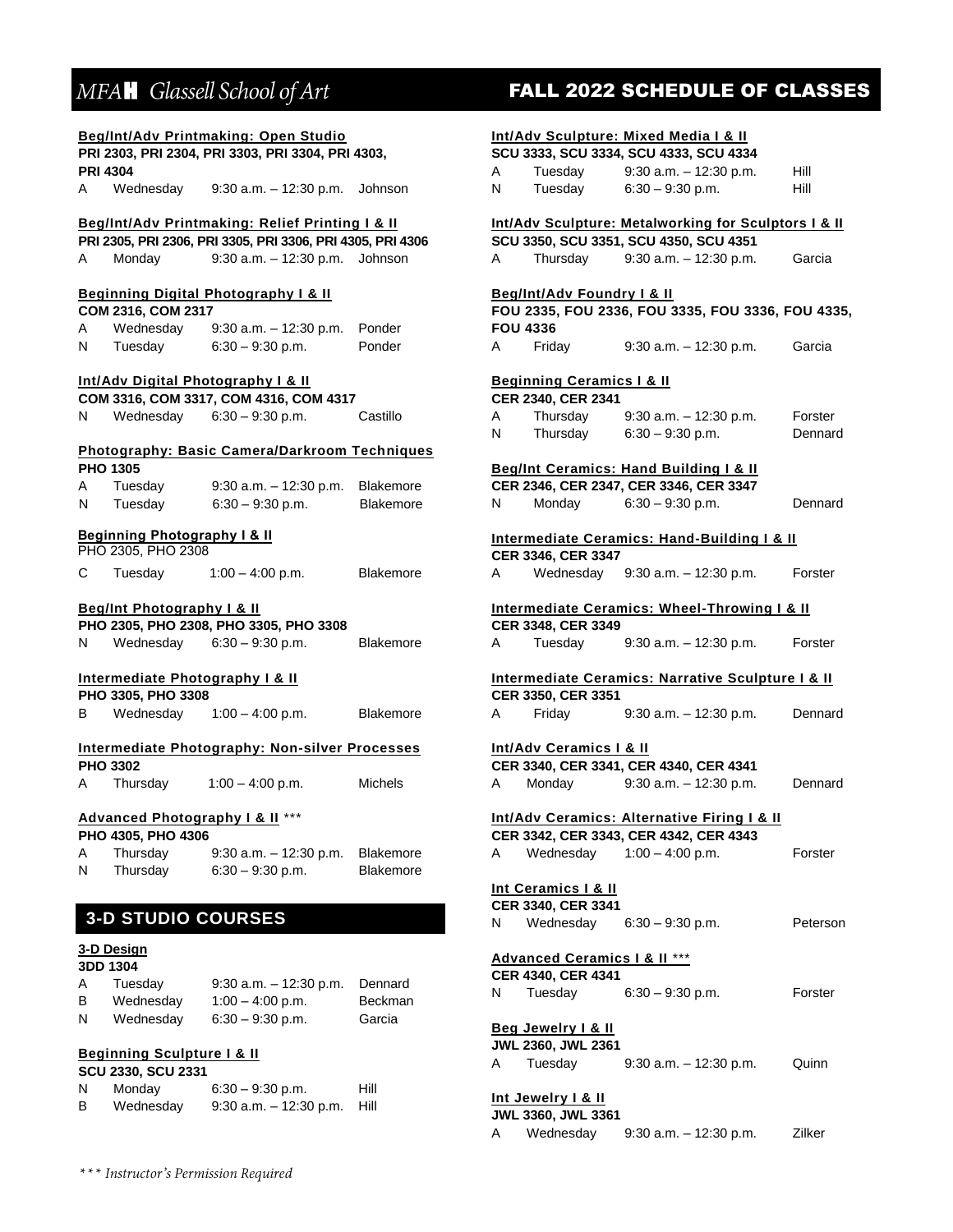# MFAH Glassell School of Art — FALL 2022 SCHEDULE OF CLASSES

**Beg/Int/Adv Printmaking: Open Studio**
**PRI 2303, PRI 2304, PRI 3303, PRI 3304, PRI 4303, PRI 4304**

| | | | |
|---|---|---|---|
| A | Wednesday | 9:30 a.m. – 12:30 p.m. | Johnson |

**Beg/Int/Adv Printmaking: Relief Printing I & II**
**PRI 2305, PRI 2306, PRI 3305, PRI 3306, PRI 4305, PRI 4306**

| | | | |
|---|---|---|---|
| A | Monday | 9:30 a.m. – 12:30 p.m. | Johnson |

**Beginning Digital Photography I & II**
**COM 2316, COM 2317**

| | | | |
|---|---|---|---|
| A | Wednesday | 9:30 a.m. – 12:30 p.m. | Ponder |
| N | Tuesday | 6:30 – 9:30 p.m. | Ponder |

**Int/Adv Digital Photography I & II**
**COM 3316, COM 3317, COM 4316, COM 4317**

| | | | |
|---|---|---|---|
| N | Wednesday | 6:30 – 9:30 p.m. | Castillo |

**Photography: Basic Camera/Darkroom Techniques**
**PHO 1305**

| | | | |
|---|---|---|---|
| A | Tuesday | 9:30 a.m. – 12:30 p.m. | Blakemore |
| N | Tuesday | 6:30 – 9:30 p.m. | Blakemore |

**Beginning Photography I & II**
PHO 2305, PHO 2308

| | | | |
|---|---|---|---|
| C | Tuesday | 1:00 – 4:00 p.m. | Blakemore |

**Beg/Int Photography I & II**
**PHO 2305, PHO 2308, PHO 3305, PHO 3308**

| | | | |
|---|---|---|---|
| N | Wednesday | 6:30 – 9:30 p.m. | Blakemore |

**Intermediate Photography I & II**
**PHO 3305, PHO 3308**

| | | | |
|---|---|---|---|
| B | Wednesday | 1:00 – 4:00 p.m. | Blakemore |

**Intermediate Photography: Non-silver Processes**
**PHO 3302**

| | | | |
|---|---|---|---|
| A | Thursday | 1:00 – 4:00 p.m. | Michels |

**Advanced Photography I & II** ***
**PHO 4305, PHO 4306**

| | | | |
|---|---|---|---|
| A | Thursday | 9:30 a.m. – 12:30 p.m. | Blakemore |
| N | Thursday | 6:30 – 9:30 p.m. | Blakemore |

## 3-D STUDIO COURSES

**3-D Design**
**3DD 1304**

| | | | |
|---|---|---|---|
| A | Tuesday | 9:30 a.m. – 12:30 p.m. | Dennard |
| B | Wednesday | 1:00 – 4:00 p.m. | Beckman |
| N | Wednesday | 6:30 – 9:30 p.m. | Garcia |

**Beginning Sculpture I & II**
**SCU 2330, SCU 2331**

| | | | |
|---|---|---|---|
| N | Monday | 6:30 – 9:30 p.m. | Hill |
| B | Wednesday | 9:30 a.m. – 12:30 p.m. | Hill |

**Int/Adv Sculpture: Mixed Media I & II**
**SCU 3333, SCU 3334, SCU 4333, SCU 4334**

| | | | |
|---|---|---|---|
| A | Tuesday | 9:30 a.m. – 12:30 p.m. | Hill |
| N | Tuesday | 6:30 – 9:30 p.m. | Hill |

**Int/Adv Sculpture: Metalworking for Sculptors I & II**
**SCU 3350, SCU 3351, SCU 4350, SCU 4351**

| | | | |
|---|---|---|---|
| A | Thursday | 9:30 a.m. – 12:30 p.m. | Garcia |

**Beg/Int/Adv Foundry I & II**
**FOU 2335, FOU 2336, FOU 3335, FOU 3336, FOU 4335, FOU 4336**

| | | | |
|---|---|---|---|
| A | Friday | 9:30 a.m. – 12:30 p.m. | Garcia |

**Beginning Ceramics I & II**
**CER 2340, CER 2341**

| | | | |
|---|---|---|---|
| A | Thursday | 9:30 a.m. – 12:30 p.m. | Forster |
| N | Thursday | 6:30 – 9:30 p.m. | Dennard |

**Beg/Int Ceramics: Hand Building I & II**
**CER 2346, CER 2347, CER 3346, CER 3347**

| | | | |
|---|---|---|---|
| N | Monday | 6:30 – 9:30 p.m. | Dennard |

**Intermediate Ceramics: Hand-Building I & II**
**CER 3346, CER 3347**

| | | | |
|---|---|---|---|
| A | Wednesday | 9:30 a.m. – 12:30 p.m. | Forster |

**Intermediate Ceramics: Wheel-Throwing I & II**
**CER 3348, CER 3349**

| | | | |
|---|---|---|---|
| A | Tuesday | 9:30 a.m. – 12:30 p.m. | Forster |

**Intermediate Ceramics: Narrative Sculpture I & II**
**CER 3350, CER 3351**

| | | | |
|---|---|---|---|
| A | Friday | 9:30 a.m. – 12:30 p.m. | Dennard |

**Int/Adv Ceramics I & II**
**CER 3340, CER 3341, CER 4340, CER 4341**

| | | | |
|---|---|---|---|
| A | Monday | 9:30 a.m. – 12:30 p.m. | Dennard |

**Int/Adv Ceramics: Alternative Firing I & II**
**CER 3342, CER 3343, CER 4342, CER 4343**

| | | | |
|---|---|---|---|
| A | Wednesday | 1:00 – 4:00 p.m. | Forster |

**Int Ceramics I & II**
**CER 3340, CER 3341**

| | | | |
|---|---|---|---|
| N | Wednesday | 6:30 – 9:30 p.m. | Peterson |

**Advanced Ceramics I & II** ***
**CER 4340, CER 4341**

| | | | |
|---|---|---|---|
| N | Tuesday | 6:30 – 9:30 p.m. | Forster |

**Beg Jewelry I & II**
**JWL 2360, JWL 2361**

| | | | |
|---|---|---|---|
| A | Tuesday | 9:30 a.m. – 12:30 p.m. | Quinn |

**Int Jewelry I & II**
**JWL 3360, JWL 3361**

| | | | |
|---|---|---|---|
| A | Wednesday | 9:30 a.m. – 12:30 p.m. | Zilker |

*\*\*\* Instructor's Permission Required*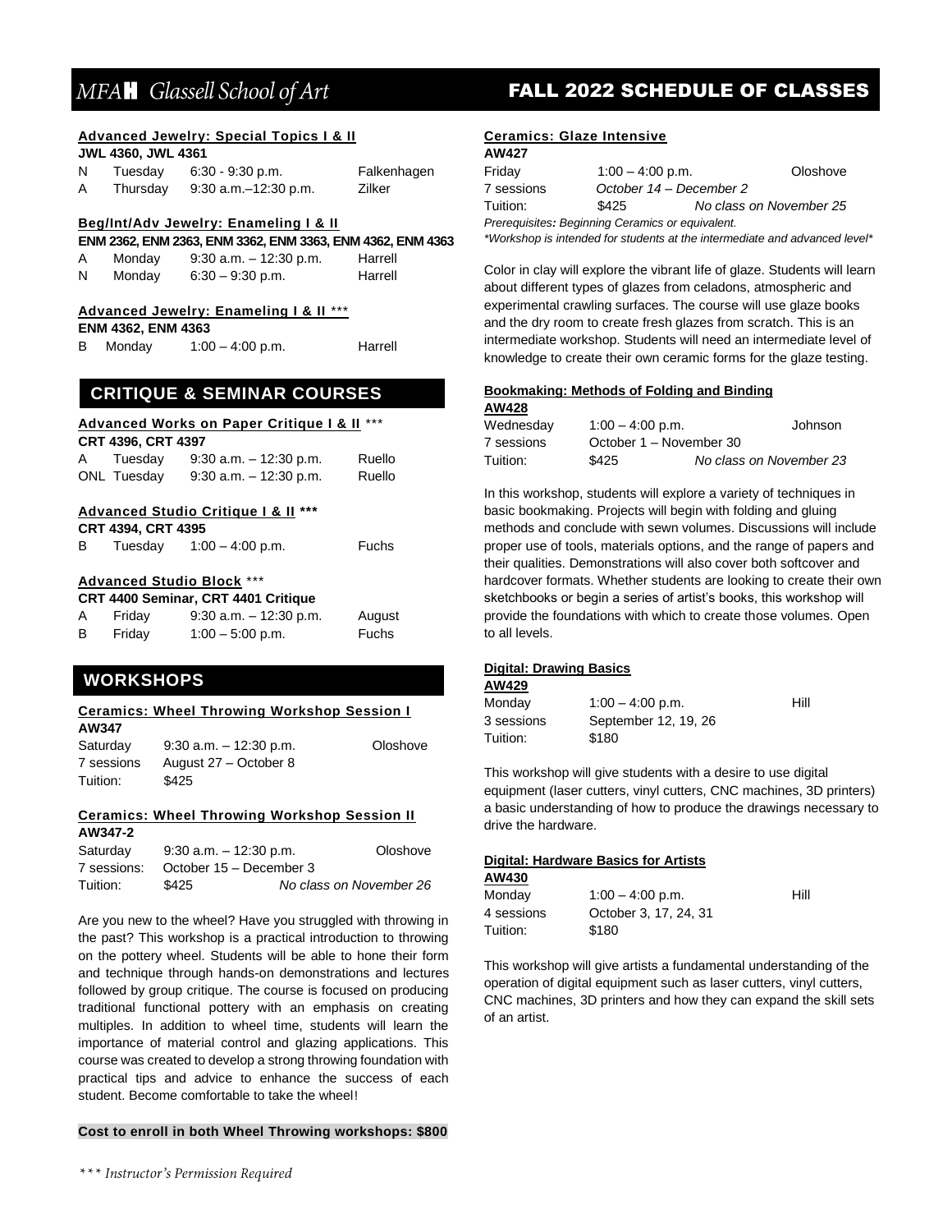**Advanced Jewelry: Special Topics I & II**

**JWL 4360, JWL 4361**

| | | | |
|---|---|---|---|
| N | Tuesday | 6:30 - 9:30 p.m. | Falkenhagen |
| A | Thursday | 9:30 a.m.–12:30 p.m. | Zilker |

**Beg/Int/Adv Jewelry: Enameling I & II**

**ENM 2362, ENM 2363, ENM 3362, ENM 3363, ENM 4362, ENM 4363**

| | | | |
|---|---|---|---|
| A | Monday | 9:30 a.m. – 12:30 p.m. | Harrell |
| N | Monday | 6:30 – 9:30 p.m. | Harrell |

**Advanced Jewelry: Enameling I & II** ***

**ENM 4362, ENM 4363**

| | | | |
|---|---|---|---|
| B | Monday | 1:00 – 4:00 p.m. | Harrell |

## CRITIQUE & SEMINAR COURSES

**Advanced Works on Paper Critique I & II** ***

**CRT 4396, CRT 4397**

| | | | |
|---|---|---|---|
| A | Tuesday | 9:30 a.m. – 12:30 p.m. | Ruello |
| ONL | Tuesday | 9:30 a.m. – 12:30 p.m. | Ruello |

**Advanced Studio Critique I & II** ***

**CRT 4394, CRT 4395**

| | | | |
|---|---|---|---|
| B | Tuesday | 1:00 – 4:00 p.m. | Fuchs |

**Advanced Studio Block** ***

**CRT 4400 Seminar, CRT 4401 Critique**

| | | | |
|---|---|---|---|
| A | Friday | 9:30 a.m. – 12:30 p.m. | August |
| B | Friday | 1:00 – 5:00 p.m. | Fuchs |

## WORKSHOPS

**Ceramics: Wheel Throwing Workshop Session I**

**AW347**

| | | |
|---|---|---|
| Saturday | 9:30 a.m. – 12:30 p.m. | Oloshove |
| 7 sessions | August 27 – October 8 | |
| Tuition: | $425 | |

**Ceramics: Wheel Throwing Workshop Session II**

**AW347-2**

| | | |
|---|---|---|
| Saturday | 9:30 a.m. – 12:30 p.m. | Oloshove |
| 7 sessions: | October 15 – December 3 | |
| Tuition: | $425 | *No class on November 26* |

Are you new to the wheel? Have you struggled with throwing in the past? This workshop is a practical introduction to throwing on the pottery wheel. Students will be able to hone their form and technique through hands-on demonstrations and lectures followed by group critique. The course is focused on producing traditional functional pottery with an emphasis on creating multiples. In addition to wheel time, students will learn the importance of material control and glazing applications. This course was created to develop a strong throwing foundation with practical tips and advice to enhance the success of each student. Become comfortable to take the wheel!

**Cost to enroll in both Wheel Throwing workshops: $800**

**Ceramics: Glaze Intensive**

**AW427**

| | | |
|---|---|---|
| Friday | 1:00 – 4:00 p.m. | Oloshove |
| 7 sessions | *October 14 – December 2* | |
| Tuition: | $425 | *No class on November 25* |

*Prerequisites: Beginning Ceramics or equivalent.*

*\*Workshop is intended for students at the intermediate and advanced level\**

Color in clay will explore the vibrant life of glaze. Students will learn about different types of glazes from celadons, atmospheric and experimental crawling surfaces. The course will use glaze books and the dry room to create fresh glazes from scratch. This is an intermediate workshop. Students will need an intermediate level of knowledge to create their own ceramic forms for the glaze testing.

**Bookmaking: Methods of Folding and Binding**

**AW428**

| | | |
|---|---|---|
| Wednesday | 1:00 – 4:00 p.m. | Johnson |
| 7 sessions | October 1 – November 30 | |
| Tuition: | $425 | *No class on November 23* |

In this workshop, students will explore a variety of techniques in basic bookmaking. Projects will begin with folding and gluing methods and conclude with sewn volumes. Discussions will include proper use of tools, materials options, and the range of papers and their qualities. Demonstrations will also cover both softcover and hardcover formats. Whether students are looking to create their own sketchbooks or begin a series of artist's books, this workshop will provide the foundations with which to create those volumes. Open to all levels.

**Digital: Drawing Basics**

**AW429**

| | | |
|---|---|---|
| Monday | 1:00 – 4:00 p.m. | Hill |
| 3 sessions | September 12, 19, 26 | |
| Tuition: | $180 | |

This workshop will give students with a desire to use digital equipment (laser cutters, vinyl cutters, CNC machines, 3D printers) a basic understanding of how to produce the drawings necessary to drive the hardware.

**Digital: Hardware Basics for Artists**

**AW430**

| | | |
|---|---|---|
| Monday | 1:00 – 4:00 p.m. | Hill |
| 4 sessions | October 3, 17, 24, 31 | |
| Tuition: | $180 | |

This workshop will give artists a fundamental understanding of the operation of digital equipment such as laser cutters, vinyl cutters, CNC machines, 3D printers and how they can expand the skill sets of an artist.

*\*\*\* Instructor's Permission Required*